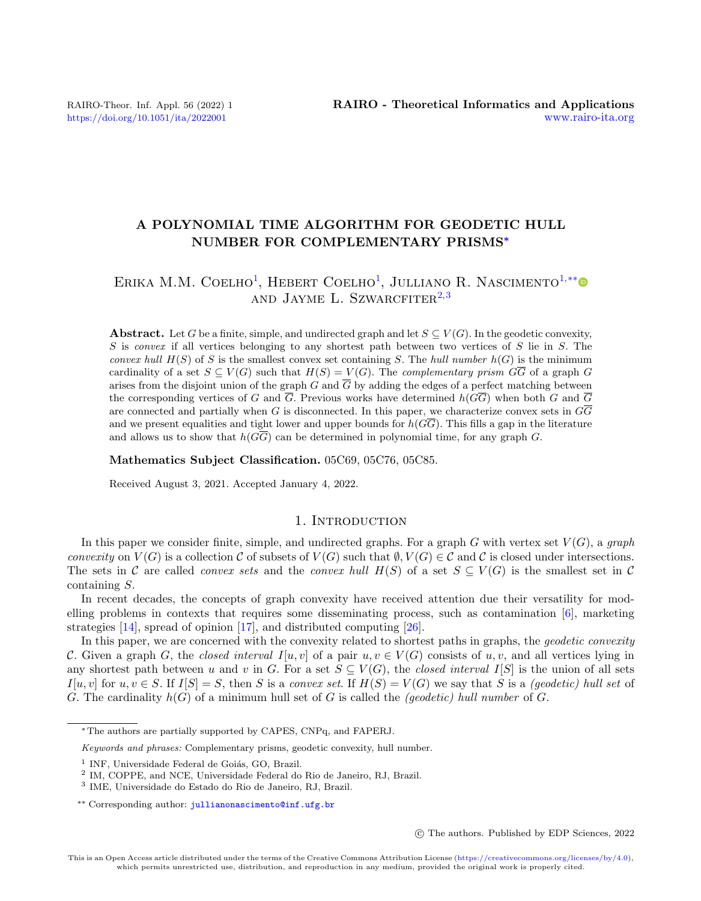# A POLYNOMIAL TIME ALGORITHM FOR GEODETIC HULL NUMBER FOR COMPLEMENTARY PRISMS[*]

Erika M.M. Coelho[1], Hebert Coelho[1], Julliano R. Nascimento[1,**] and Jayme L. Szwarcfiter[2,3]

**Abstract.** Let $G$ be a finite, simple, and undirected graph and let $S \subseteq V(G)$. In the geodetic convexity, $S$ is *convex* if all vertices belonging to any shortest path between two vertices of $S$ lie in $S$. The *convex hull* $H(S)$ of $S$ is the smallest convex set containing $S$. The *hull number* $h(G)$ is the minimum cardinality of a set $S \subseteq V(G)$ such that $H(S) = V(G)$. The *complementary prism* $G\overline{G}$ of a graph $G$ arises from the disjoint union of the graph $G$ and $\overline{G}$ by adding the edges of a perfect matching between the corresponding vertices of $G$ and $\overline{G}$. Previous works have determined $h(G\overline{G})$ when both $G$ and $\overline{G}$ are connected and partially when $G$ is disconnected. In this paper, we characterize convex sets in $G\overline{G}$ and we present equalities and tight lower and upper bounds for $h(G\overline{G})$. This fills a gap in the literature and allows us to show that $h(G\overline{G})$ can be determined in polynomial time, for any graph $G$.

**Mathematics Subject Classification.** 05C69, 05C76, 05C85.

Received August 3, 2021. Accepted January 4, 2022.

## 1. Introduction

In this paper we consider finite, simple, and undirected graphs. For a graph $G$ with vertex set $V(G)$, a *graph convexity* on $V(G)$ is a collection $\mathcal{C}$ of subsets of $V(G)$ such that $\emptyset, V(G) \in \mathcal{C}$ and $\mathcal{C}$ is closed under intersections. The sets in $\mathcal{C}$ are called *convex sets* and the *convex hull* $H(S)$ of a set $S \subseteq V(G)$ is the smallest set in $\mathcal{C}$ containing $S$.

In recent decades, the concepts of graph convexity have received attention due their versatility for modelling problems in contexts that requires some disseminating process, such as contamination [6], marketing strategies [14], spread of opinion [17], and distributed computing [26].

In this paper, we are concerned with the convexity related to shortest paths in graphs, the *geodetic convexity* $\mathcal{C}$. Given a graph $G$, the *closed interval* $I[u, v]$ of a pair $u, v \in V(G)$ consists of $u, v$, and all vertices lying in any shortest path between $u$ and $v$ in $G$. For a set $S \subseteq V(G)$, the *closed interval* $I[S]$ is the union of all sets $I[u, v]$ for $u, v \in S$. If $I[S] = S$, then $S$ is a *convex set*. If $H(S) = V(G)$ we say that $S$ is a *(geodetic) hull set* of $G$. The cardinality $h(G)$ of a minimum hull set of $G$ is called the *(geodetic) hull number* of $G$.

---

[*] The authors are partially supported by CAPES, CNPq, and FAPERJ.

*Keywords and phrases:* Complementary prisms, geodetic convexity, hull number.

[1] INF, Universidade Federal de Goiás, GO, Brazil.

[2] IM, COPPE, and NCE, Universidade Federal do Rio de Janeiro, RJ, Brazil.

[3] IME, Universidade do Estado do Rio de Janeiro, RJ, Brazil.

[**] Corresponding author: jullianonascimento@inf.ufg.br

© The authors. Published by EDP Sciences, 2022

This is an Open Access article distributed under the terms of the Creative Commons Attribution License (https://creativecommons.org/licenses/by/4.0), which permits unrestricted use, distribution, and reproduction in any medium, provided the original work is properly cited.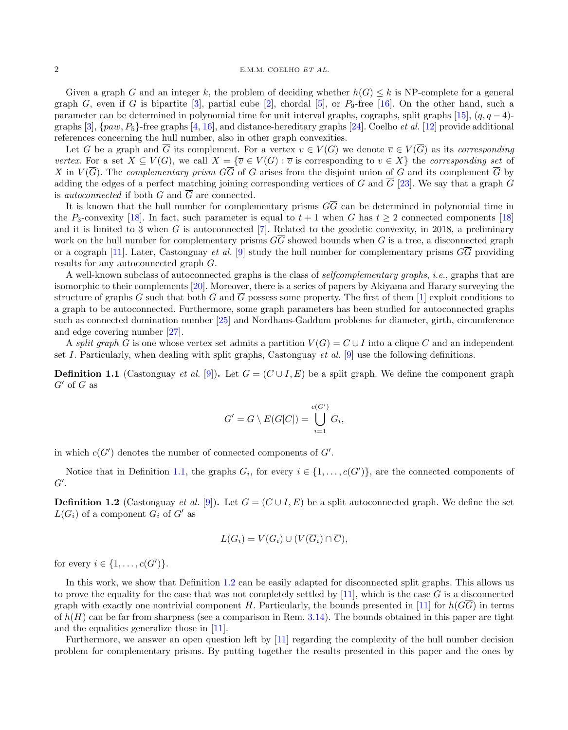Given a graph $G$ and an integer $k$, the problem of deciding whether $h(G) \leq k$ is NP-complete for a general graph $G$, even if $G$ is bipartite [3], partial cube [2], chordal [5], or $P_9$-free [16]. On the other hand, such a parameter can be determined in polynomial time for unit interval graphs, cographs, split graphs [15], $(q, q-4)$-graphs [3], $\{paw, P_5\}$-free graphs [4, 16], and distance-hereditary graphs [24]. Coelho *et al.* [12] provide additional references concerning the hull number, also in other graph convexities.

Let $G$ be a graph and $\overline{G}$ its complement. For a vertex $v \in V(G)$ we denote $\overline{v} \in V(\overline{G})$ as its *corresponding vertex*. For a set $X \subseteq V(G)$, we call $\overline{X} = \{\overline{v} \in V(\overline{G}) : \overline{v}$ is corresponding to $v \in X\}$ the *corresponding set* of $X$ in $V(\overline{G})$. The *complementary prism* $G\overline{G}$ of $G$ arises from the disjoint union of $G$ and its complement $\overline{G}$ by adding the edges of a perfect matching joining corresponding vertices of $G$ and $\overline{G}$ [23]. We say that a graph $G$ is *autoconnected* if both $G$ and $\overline{G}$ are connected.

It is known that the hull number for complementary prisms $G\overline{G}$ can be determined in polynomial time in the $P_3$-convexity [18]. In fact, such parameter is equal to $t+1$ when $G$ has $t \geq 2$ connected components [18] and it is limited to 3 when $G$ is autoconnected [7]. Related to the geodetic convexity, in 2018, a preliminary work on the hull number for complementary prisms $G\overline{G}$ showed bounds when $G$ is a tree, a disconnected graph or a cograph [11]. Later, Castonguay *et al.* [9] study the hull number for complementary prisms $G\overline{G}$ providing results for any autoconnected graph $G$.

A well-known subclass of autoconnected graphs is the class of *selfcomplementary graphs*, *i.e.*, graphs that are isomorphic to their complements [20]. Moreover, there is a series of papers by Akiyama and Harary surveying the structure of graphs $G$ such that both $G$ and $\overline{G}$ possess some property. The first of them [1] exploit conditions to a graph to be autoconnected. Furthermore, some graph parameters has been studied for autoconnected graphs such as connected domination number [25] and Nordhaus-Gaddum problems for diameter, girth, circumference and edge covering number [27].

A *split graph* $G$ is one whose vertex set admits a partition $V(G) = C \cup I$ into a clique $C$ and an independent set $I$. Particularly, when dealing with split graphs, Castonguay *et al.* [9] use the following definitions.

**Definition 1.1** (Castonguay *et al.* [9])**.** Let $G = (C \cup I, E)$ be a split graph. We define the component graph $G'$ of $G$ as

$$G' = G \setminus E(G[C]) = \bigcup_{i=1}^{c(G')} G_i,$$

in which $c(G')$ denotes the number of connected components of $G'$.

Notice that in Definition 1.1, the graphs $G_i$, for every $i \in \{1, \ldots, c(G')\}$, are the connected components of $G'$.

**Definition 1.2** (Castonguay *et al.* [9])**.** Let $G = (C \cup I, E)$ be a split autoconnected graph. We define the set $L(G_i)$ of a component $G_i$ of $G'$ as

$$L(G_i) = V(G_i) \cup (V(\overline{G}_i) \cap \overline{C}),$$

for every $i \in \{1, \ldots, c(G')\}$.

In this work, we show that Definition 1.2 can be easily adapted for disconnected split graphs. This allows us to prove the equality for the case that was not completely settled by [11], which is the case $G$ is a disconnected graph with exactly one nontrivial component $H$. Particularly, the bounds presented in [11] for $h(G\overline{G})$ in terms of $h(H)$ can be far from sharpness (see a comparison in Rem. 3.14). The bounds obtained in this paper are tight and the equalities generalize those in [11].

Furthermore, we answer an open question left by [11] regarding the complexity of the hull number decision problem for complementary prisms. By putting together the results presented in this paper and the ones by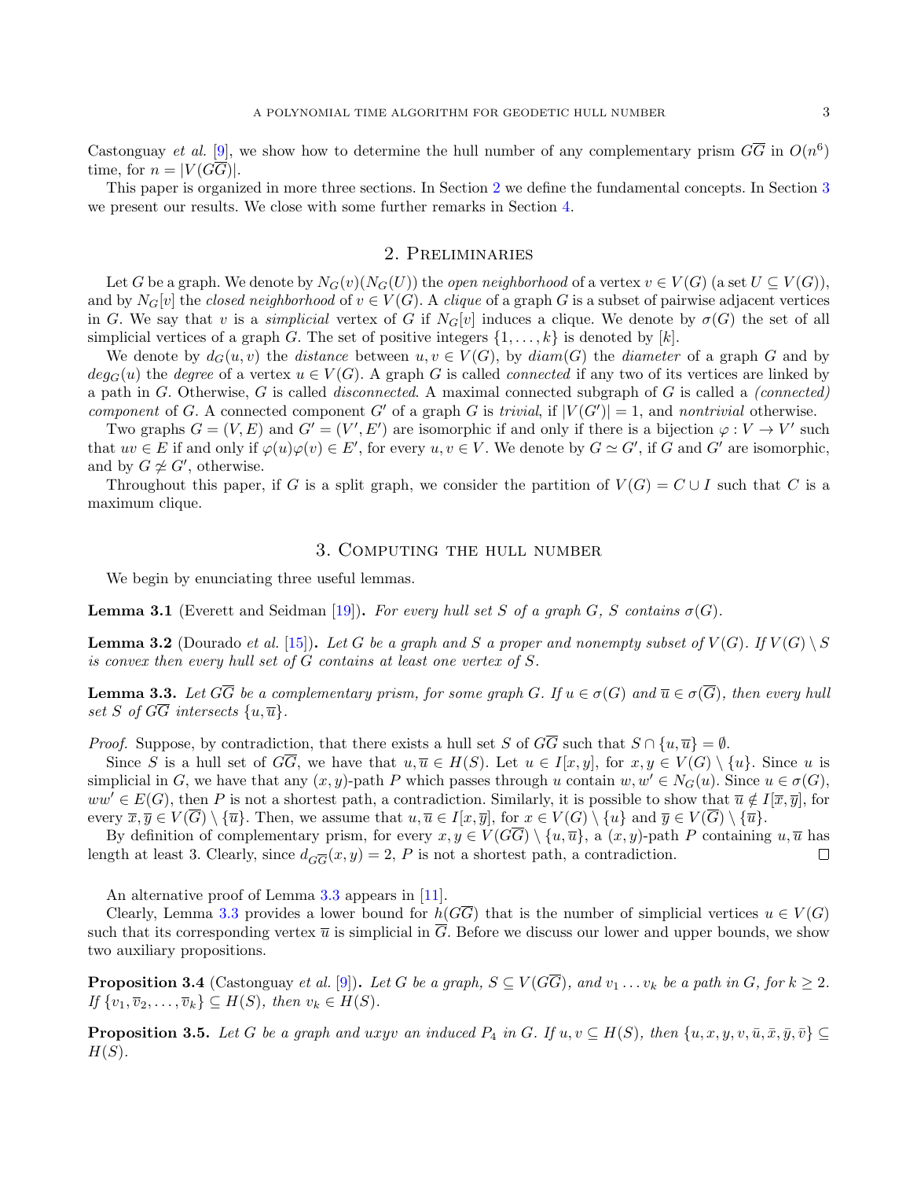Castonguay *et al.* [9], we show how to determine the hull number of any complementary prism $G\overline{G}$ in $O(n^6)$ time, for $n = |V(G\overline{G})|$.

This paper is organized in more three sections. In Section 2 we define the fundamental concepts. In Section 3 we present our results. We close with some further remarks in Section 4.

## 2. Preliminaries

Let $G$ be a graph. We denote by $N_G(v)(N_G(U))$ the *open neighborhood* of a vertex $v \in V(G)$ (a set $U \subseteq V(G)$), and by $N_G[v]$ the *closed neighborhood* of $v \in V(G)$. A *clique* of a graph $G$ is a subset of pairwise adjacent vertices in $G$. We say that $v$ is a *simplicial* vertex of $G$ if $N_G[v]$ induces a clique. We denote by $\sigma(G)$ the set of all simplicial vertices of a graph $G$. The set of positive integers $\{1,\ldots,k\}$ is denoted by $[k]$.

We denote by $d_G(u,v)$ the *distance* between $u,v \in V(G)$, by $diam(G)$ the *diameter* of a graph $G$ and by $deg_G(u)$ the *degree* of a vertex $u \in V(G)$. A graph $G$ is called *connected* if any two of its vertices are linked by a path in $G$. Otherwise, $G$ is called *disconnected*. A maximal connected subgraph of $G$ is called a *(connected) component* of $G$. A connected component $G'$ of a graph $G$ is *trivial*, if $|V(G')| = 1$, and *nontrivial* otherwise.

Two graphs $G = (V,E)$ and $G' = (V',E')$ are isomorphic if and only if there is a bijection $\varphi : V \to V'$ such that $uv \in E$ if and only if $\varphi(u)\varphi(v) \in E'$, for every $u,v \in V$. We denote by $G \simeq G'$, if $G$ and $G'$ are isomorphic, and by $G \not\simeq G'$, otherwise.

Throughout this paper, if $G$ is a split graph, we consider the partition of $V(G) = C \cup I$ such that $C$ is a maximum clique.

## 3. Computing the hull number

We begin by enunciating three useful lemmas.

**Lemma 3.1** (Everett and Seidman [19])**.** *For every hull set $S$ of a graph $G$, $S$ contains $\sigma(G)$.*

**Lemma 3.2** (Dourado *et al.* [15])**.** *Let $G$ be a graph and $S$ a proper and nonempty subset of $V(G)$. If $V(G) \setminus S$ is convex then every hull set of $G$ contains at least one vertex of $S$.*

**Lemma 3.3.** *Let $G\overline{G}$ be a complementary prism, for some graph $G$. If $u \in \sigma(G)$ and $\overline{u} \in \sigma(\overline{G})$, then every hull set $S$ of $G\overline{G}$ intersects $\{u,\overline{u}\}$.*

*Proof.* Suppose, by contradiction, that there exists a hull set $S$ of $G\overline{G}$ such that $S \cap \{u,\overline{u}\} = \emptyset$.

Since $S$ is a hull set of $G\overline{G}$, we have that $u,\overline{u} \in H(S)$. Let $u \in I[x,y]$, for $x,y \in V(G) \setminus \{u\}$. Since $u$ is simplicial in $G$, we have that any $(x,y)$-path $P$ which passes through $u$ contain $w,w' \in N_G(u)$. Since $u \in \sigma(G)$, $ww' \in E(G)$, then $P$ is not a shortest path, a contradiction. Similarly, it is possible to show that $\overline{u} \notin I[\overline{x},\overline{y}]$, for every $\overline{x},\overline{y} \in V(\overline{G}) \setminus \{\overline{u}\}$. Then, we assume that $u,\overline{u} \in I[x,\overline{y}]$, for $x \in V(G) \setminus \{u\}$ and $\overline{y} \in V(\overline{G}) \setminus \{\overline{u}\}$.

By definition of complementary prism, for every $x,y \in V(G\overline{G}) \setminus \{u,\overline{u}\}$, a $(x,y)$-path $P$ containing $u,\overline{u}$ has length at least 3. Clearly, since $d_{G\overline{G}}(x,y) = 2$, $P$ is not a shortest path, a contradiction. $\square$

An alternative proof of Lemma 3.3 appears in [11].

Clearly, Lemma 3.3 provides a lower bound for $h(G\overline{G})$ that is the number of simplicial vertices $u \in V(G)$ such that its corresponding vertex $\overline{u}$ is simplicial in $\overline{G}$. Before we discuss our lower and upper bounds, we show two auxiliary propositions.

**Proposition 3.4** (Castonguay *et al.* [9])**.** *Let $G$ be a graph, $S \subseteq V(G\overline{G})$, and $v_1 \ldots v_k$ be a path in $G$, for $k \geq 2$. If $\{v_1,\overline{v}_2,\ldots,\overline{v}_k\} \subseteq H(S)$, then $v_k \in H(S)$.*

**Proposition 3.5.** *Let $G$ be a graph and $uxyv$ an induced $P_4$ in $G$. If $u,v \subseteq H(S)$, then $\{u,x,y,v,\bar{u},\bar{x},\bar{y},\bar{v}\} \subseteq H(S)$.*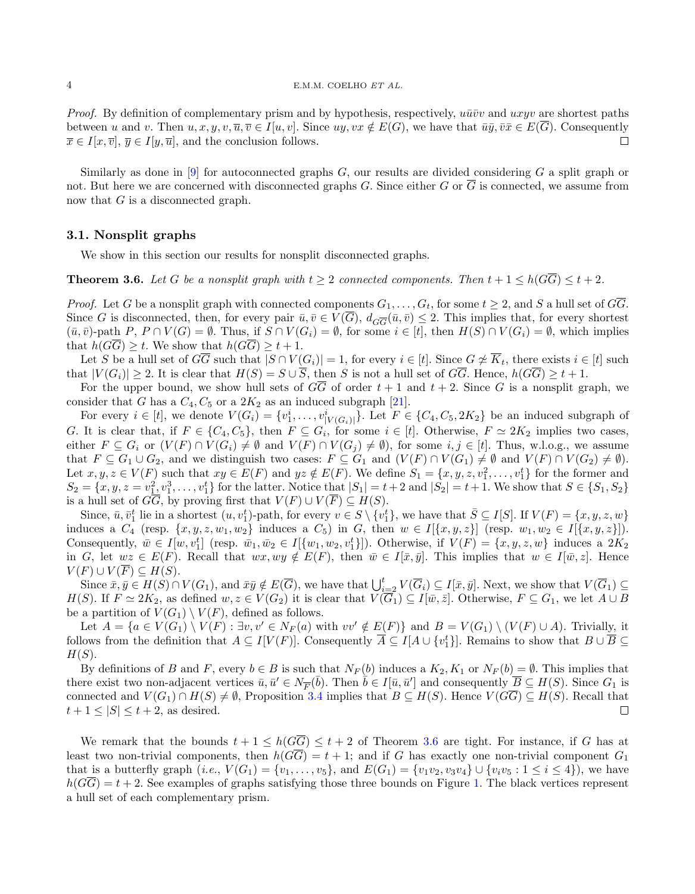*Proof.* By definition of complementary prism and by hypothesis, respectively, $u\bar{u}\bar{v}v$ and $uxyv$ are shortest paths between $u$ and $v$. Then $u, x, y, v, \overline{u}, \overline{v} \in I[u, v]$. Since $uy, vx \notin E(G)$, we have that $\bar{u}\bar{y}, \bar{v}\bar{x} \in E(\overline{G})$. Consequently $\overline{x} \in I[x, \overline{v}]$, $\overline{y} \in I[y, \overline{u}]$, and the conclusion follows. □

Similarly as done in [9] for autoconnected graphs $G$, our results are divided considering $G$ a split graph or not. But here we are concerned with disconnected graphs $G$. Since either $G$ or $\overline{G}$ is connected, we assume from now that $G$ is a disconnected graph.

### 3.1. Nonsplit graphs

We show in this section our results for nonsplit disconnected graphs.

**Theorem 3.6.** *Let $G$ be a nonsplit graph with $t \geq 2$ connected components. Then $t+1 \leq h(G\overline{G}) \leq t+2$.*

*Proof.* Let $G$ be a nonsplit graph with connected components $G_1, \ldots, G_t$, for some $t \geq 2$, and $S$ a hull set of $G\overline{G}$. Since $G$ is disconnected, then, for every pair $\bar{u}, \bar{v} \in V(\overline{G})$, $d_{G\overline{G}}(\bar{u}, \bar{v}) \leq 2$. This implies that, for every shortest $(\bar{u}, \bar{v})$-path $P$, $P \cap V(G) = \emptyset$. Thus, if $S \cap V(G_i) = \emptyset$, for some $i \in [t]$, then $H(S) \cap V(G_i) = \emptyset$, which implies that $h(G\overline{G}) \geq t$. We show that $h(G\overline{G}) \geq t+1$.

Let $S$ be a hull set of $G\overline{G}$ such that $|S \cap V(G_i)| = 1$, for every $i \in [t]$. Since $G \not\simeq \overline{K}_t$, there exists $i \in [t]$ such that $|V(G_i)| \geq 2$. It is clear that $H(S) = S \cup \overline{S}$, then $S$ is not a hull set of $G\overline{G}$. Hence, $h(G\overline{G}) \geq t+1$.

For the upper bound, we show hull sets of $G\overline{G}$ of order $t+1$ and $t+2$. Since $G$ is a nonsplit graph, we consider that $G$ has a $C_4, C_5$ or a $2K_2$ as an induced subgraph [21].

For every $i \in [t]$, we denote $V(G_i) = \{v_1^i, \ldots, v_{|V(G_i)|}^i\}$. Let $F \in \{C_4, C_5, 2K_2\}$ be an induced subgraph of $G$. It is clear that, if $F \in \{C_4, C_5\}$, then $F \subseteq G_i$, for some $i \in [t]$. Otherwise, $F \simeq 2K_2$ implies two cases, either $F \subseteq G_i$ or $(V(F) \cap V(G_i) \neq \emptyset$ and $V(F) \cap V(G_j) \neq \emptyset)$, for some $i, j \in [t]$. Thus, w.l.o.g., we assume that $F \subseteq G_1 \cup G_2$, and we distinguish two cases: $F \subseteq G_1$ and $(V(F) \cap V(G_1) \neq \emptyset$ and $V(F) \cap V(G_2) \neq \emptyset)$. Let $x, y, z \in V(F)$ such that $xy \in E(F)$ and $yz \notin E(F)$. We define $S_1 = \{x, y, z, v_1^2, \ldots, v_1^t\}$ for the former and $S_2 = \{x, y, z = v_1^2, v_1^3, \ldots, v_1^t\}$ for the latter. Notice that $|S_1| = t+2$ and $|S_2| = t+1$. We show that $S \in \{S_1, S_2\}$ is a hull set of $G\overline{G}$, by proving first that $V(F) \cup V(\overline{F}) \subseteq H(S)$.

Since, $\bar{u}, \bar{v}_1^t$ lie in a shortest $(u, v_1^t)$-path, for every $v \in S \setminus \{v_1^t\}$, we have that $\bar{S} \subseteq I[S]$. If $V(F) = \{x, y, z, w\}$ induces a $C_4$ (resp. $\{x, y, z, w_1, w_2\}$ induces a $C_5$) in $G$, then $w \in I[\{x, y, z\}]$ (resp. $w_1, w_2 \in I[\{x, y, z\}]$). Consequently, $\bar{w} \in I[w, v_1^t]$ (resp. $\bar{w}_1, \bar{w}_2 \in I[\{w_1, w_2, v_1^t\}]$). Otherwise, if $V(F) = \{x, y, z, w\}$ induces a $2K_2$ in $G$, let $wz \in E(F)$. Recall that $wx, wy \notin E(F)$, then $\bar{w} \in I[\bar{x}, \bar{y}]$. This implies that $w \in I[\bar{w}, z]$. Hence $V(F) \cup V(\overline{F}) \subseteq H(S)$.

Since $\bar{x}, \bar{y} \in H(S) \cap V(G_1)$, and $\bar{x}\bar{y} \notin E(\overline{G})$, we have that $\bigcup_{i=2}^{t} V(\overline{G}_i) \subseteq I[\bar{x}, \bar{y}]$. Next, we show that $V(\overline{G}_1) \subseteq H(S)$. If $F \simeq 2K_2$, as defined $w, z \in V(G_2)$ it is clear that $V(\overline{G}_1) \subseteq I[\bar{w}, \bar{z}]$. Otherwise, $F \subseteq G_1$, we let $A \cup B$ be a partition of $V(G_1) \setminus V(F)$, defined as follows.

Let $A = \{a \in V(G_1) \setminus V(F) : \exists v, v' \in N_F(a) \text{ with } vv' \notin E(F)\}$ and $B = V(G_1) \setminus (V(F) \cup A)$. Trivially, it follows from the definition that $A \subseteq I[V(F)]$. Consequently $\overline{A} \subseteq I[A \cup \{v_1^t\}]$. Remains to show that $B \cup \overline{B} \subseteq H(S)$.

By definitions of $B$ and $F$, every $b \in B$ is such that $N_F(b)$ induces a $K_2, K_1$ or $N_F(b) = \emptyset$. This implies that there exist two non-adjacent vertices $\bar{u}, \bar{u}' \in N_{\overline{F}}(\bar{b})$. Then $\bar{b} \in I[\bar{u}, \bar{u}']$ and consequently $\overline{B} \subseteq H(S)$. Since $G_1$ is connected and $V(G_1) \cap H(S) \neq \emptyset$, Proposition 3.4 implies that $B \subseteq H(S)$. Hence $V(G\overline{G}) \subseteq H(S)$. Recall that $t+1 \leq |S| \leq t+2$, as desired. □

We remark that the bounds $t+1 \leq h(G\overline{G}) \leq t+2$ of Theorem 3.6 are tight. For instance, if $G$ has at least two non-trivial components, then $h(G\overline{G}) = t+1$; and if $G$ has exactly one non-trivial component $G_1$ that is a butterfly graph (*i.e.*, $V(G_1) = \{v_1, \ldots, v_5\}$, and $E(G_1) = \{v_1v_2, v_3v_4\} \cup \{v_iv_5 : 1 \leq i \leq 4\}$), we have $h(G\overline{G}) = t+2$. See examples of graphs satisfying those three bounds on Figure 1. The black vertices represent a hull set of each complementary prism.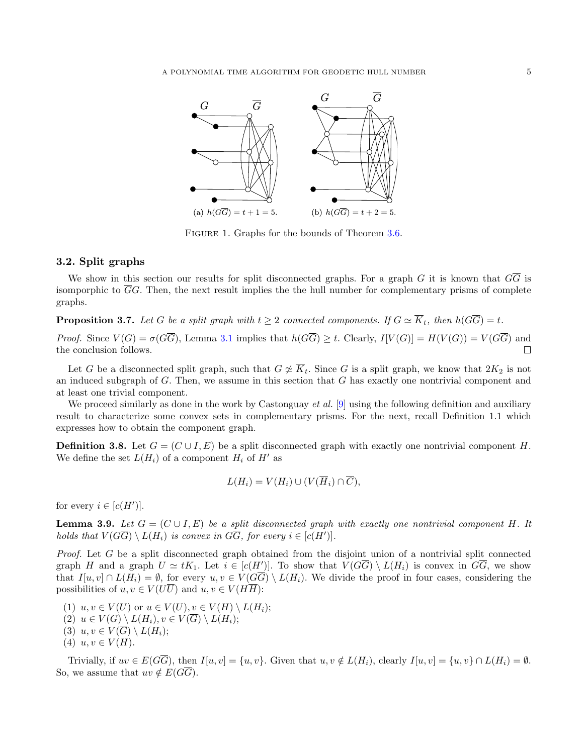(a) $h(G\overline{G}) = t + 1 = 5$. (b) $h(G\overline{G}) = t + 2 = 5$.

FIGURE 1. Graphs for the bounds of Theorem 3.6.

### 3.2. Split graphs

We show in this section our results for split disconnected graphs. For a graph $G$ it is known that $G\overline{G}$ is isomporphic to $\overline{G}G$. Then, the next result implies the the hull number for complementary prisms of complete graphs.

**Proposition 3.7.** *Let $G$ be a split graph with $t \geq 2$ connected components. If $G \simeq \overline{K}_t$, then $h(G\overline{G}) = t$.*

*Proof.* Since $V(G) = \sigma(G\overline{G})$, Lemma 3.1 implies that $h(G\overline{G}) \geq t$. Clearly, $I[V(G)] = H(V(G)) = V(G\overline{G})$ and the conclusion follows. $\square$

Let $G$ be a disconnected split graph, such that $G \not\simeq \overline{K}_t$. Since $G$ is a split graph, we know that $2K_2$ is not an induced subgraph of $G$. Then, we assume in this section that $G$ has exactly one nontrivial component and at least one trivial component.

We proceed similarly as done in the work by Castonguay *et al.* [9] using the following definition and auxiliary result to characterize some convex sets in complementary prisms. For the next, recall Definition 1.1 which expresses how to obtain the component graph.

**Definition 3.8.** Let $G = (C \cup I, E)$ be a split disconnected graph with exactly one nontrivial component $H$. We define the set $L(H_i)$ of a component $H_i$ of $H'$ as

$$L(H_i) = V(H_i) \cup (V(\overline{H}_i) \cap \overline{C}),$$

for every $i \in [c(H')]$.

**Lemma 3.9.** *Let $G = (C \cup I, E)$ be a split disconnected graph with exactly one nontrivial component $H$. It holds that $V(G\overline{G}) \setminus L(H_i)$ is convex in $G\overline{G}$, for every $i \in [c(H')]$.*

*Proof.* Let $G$ be a split disconnected graph obtained from the disjoint union of a nontrivial split connected graph $H$ and a graph $U \simeq tK_1$. Let $i \in [c(H')]$. To show that $V(G\overline{G}) \setminus L(H_i)$ is convex in $G\overline{G}$, we show that $I[u, v] \cap L(H_i) = \emptyset$, for every $u, v \in V(G\overline{G}) \setminus L(H_i)$. We divide the proof in four cases, considering the possibilities of $u, v \in V(U\overline{U})$ and $u, v \in V(H\overline{H})$:

1. $u, v \in V(U)$ or $u \in V(U), v \in V(H) \setminus L(H_i)$;
2. $u \in V(G) \setminus L(H_i), v \in V(\overline{G}) \setminus L(H_i)$;
3. $u, v \in V(\overline{G}) \setminus L(H_i)$;
4. $u, v \in V(H)$.

Trivially, if $uv \in E(G\overline{G})$, then $I[u, v] = \{u, v\}$. Given that $u, v \notin L(H_i)$, clearly $I[u, v] = \{u, v\} \cap L(H_i) = \emptyset$. So, we assume that $uv \notin E(G\overline{G})$.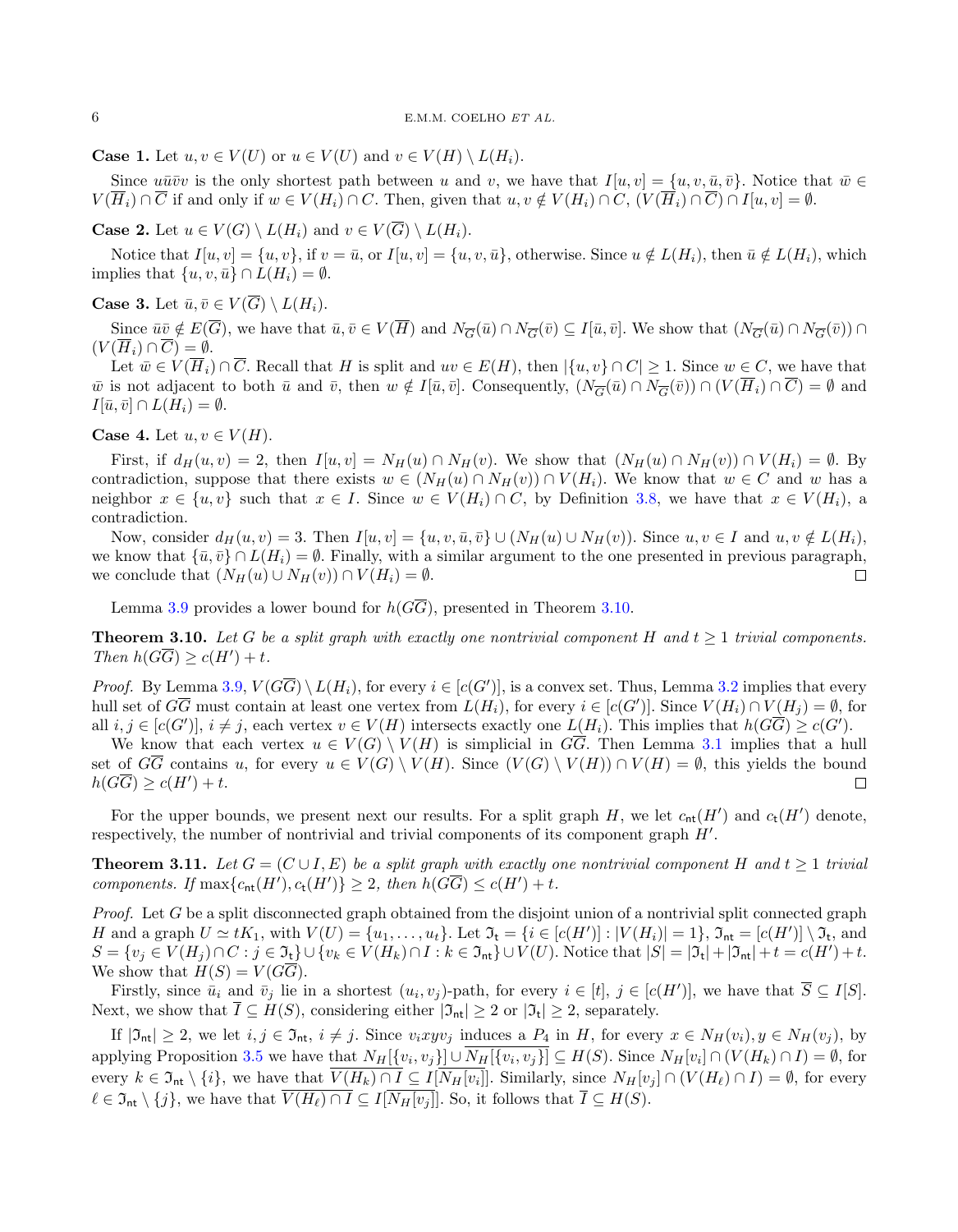**Case 1.** Let $u, v \in V(U)$ or $u \in V(U)$ and $v \in V(H) \setminus L(H_i)$.

Since $u\bar{u}\bar{v}v$ is the only shortest path between $u$ and $v$, we have that $I[u,v] = \{u, v, \bar{u}, \bar{v}\}$. Notice that $\bar{w} \in V(\overline{H}_i) \cap \overline{C}$ if and only if $w \in V(H_i) \cap C$. Then, given that $u, v \notin V(H_i) \cap C$, $(V(\overline{H}_i) \cap \overline{C}) \cap I[u,v] = \emptyset$.

**Case 2.** Let $u \in V(G) \setminus L(H_i)$ and $v \in V(\overline{G}) \setminus L(H_i)$.

Notice that $I[u,v] = \{u,v\}$, if $v = \bar{u}$, or $I[u,v] = \{u, v, \bar{u}\}$, otherwise. Since $u \notin L(H_i)$, then $\bar{u} \notin L(H_i)$, which implies that $\{u, v, \bar{u}\} \cap L(H_i) = \emptyset$.

**Case 3.** Let $\bar{u}, \bar{v} \in V(\overline{G}) \setminus L(H_i)$.

Since $\bar{u}\bar{v} \notin E(\overline{G})$, we have that $\bar{u}, \bar{v} \in V(\overline{H})$ and $N_{\overline{G}}(\bar{u}) \cap N_{\overline{G}}(\bar{v}) \subseteq I[\bar{u}, \bar{v}]$. We show that $(N_{\overline{G}}(\bar{u}) \cap N_{\overline{G}}(\bar{v})) \cap (V(\overline{H}_i) \cap \overline{C}) = \emptyset$.

Let $\bar{w} \in V(\overline{H}_i) \cap \overline{C}$. Recall that $H$ is split and $uv \in E(H)$, then $|\{u,v\} \cap C| \geq 1$. Since $w \in C$, we have that $\bar{w}$ is not adjacent to both $\bar{u}$ and $\bar{v}$, then $w \notin I[\bar{u}, \bar{v}]$. Consequently, $(N_{\overline{G}}(\bar{u}) \cap N_{\overline{G}}(\bar{v})) \cap (V(\overline{H}_i) \cap \overline{C}) = \emptyset$ and $I[\bar{u}, \bar{v}] \cap L(H_i) = \emptyset$.

**Case 4.** Let $u, v \in V(H)$.

First, if $d_H(u,v) = 2$, then $I[u,v] = N_H(u) \cap N_H(v)$. We show that $(N_H(u) \cap N_H(v)) \cap V(H_i) = \emptyset$. By contradiction, suppose that there exists $w \in (N_H(u) \cap N_H(v)) \cap V(H_i)$. We know that $w \in C$ and $w$ has a neighbor $x \in \{u,v\}$ such that $x \in I$. Since $w \in V(H_i) \cap C$, by Definition 3.8, we have that $x \in V(H_i)$, a contradiction.

Now, consider $d_H(u,v) = 3$. Then $I[u,v] = \{u, v, \bar{u}, \bar{v}\} \cup (N_H(u) \cup N_H(v))$. Since $u, v \in I$ and $u, v \notin L(H_i)$, we know that $\{\bar{u}, \bar{v}\} \cap L(H_i) = \emptyset$. Finally, with a similar argument to the one presented in previous paragraph, we conclude that $(N_H(u) \cup N_H(v)) \cap V(H_i) = \emptyset$. □

Lemma 3.9 provides a lower bound for $h(G\overline{G})$, presented in Theorem 3.10.

**Theorem 3.10.** *Let $G$ be a split graph with exactly one nontrivial component $H$ and $t \geq 1$ trivial components. Then $h(G\overline{G}) \geq c(H') + t$.*

*Proof.* By Lemma 3.9, $V(G\overline{G}) \setminus L(H_i)$, for every $i \in [c(G')]$, is a convex set. Thus, Lemma 3.2 implies that every hull set of $G\overline{G}$ must contain at least one vertex from $L(H_i)$, for every $i \in [c(G')]$. Since $V(H_i) \cap V(H_j) = \emptyset$, for all $i, j \in [c(G')]$, $i \neq j$, each vertex $v \in V(H)$ intersects exactly one $L(H_i)$. This implies that $h(G\overline{G}) \geq c(G')$.

We know that each vertex $u \in V(G) \setminus V(H)$ is simplicial in $G\overline{G}$. Then Lemma 3.1 implies that a hull set of $G\overline{G}$ contains $u$, for every $u \in V(G) \setminus V(H)$. Since $(V(G) \setminus V(H)) \cap V(H) = \emptyset$, this yields the bound $h(G\overline{G}) \geq c(H') + t$. □

For the upper bounds, we present next our results. For a split graph $H$, we let $c_{\mathsf{nt}}(H')$ and $c_{\mathsf{t}}(H')$ denote, respectively, the number of nontrivial and trivial components of its component graph $H'$.

**Theorem 3.11.** *Let $G = (C \cup I, E)$ be a split graph with exactly one nontrivial component $H$ and $t \geq 1$ trivial components. If $\max\{c_{\mathsf{nt}}(H'), c_{\mathsf{t}}(H')\} \geq 2$, then $h(G\overline{G}) \leq c(H') + t$.*

*Proof.* Let $G$ be a split disconnected graph obtained from the disjoint union of a nontrivial split connected graph $H$ and a graph $U \simeq tK_1$, with $V(U) = \{u_1, \ldots, u_t\}$. Let $\mathfrak{I}_{\mathsf{t}} = \{i \in [c(H')] : |V(H_i)| = 1\}$, $\mathfrak{I}_{\mathsf{nt}} = [c(H')] \setminus \mathfrak{I}_{\mathsf{t}}$, and $S = \{v_j \in V(H_j) \cap C : j \in \mathfrak{I}_{\mathsf{t}}\} \cup \{v_k \in V(H_k) \cap I : k \in \mathfrak{I}_{\mathsf{nt}}\} \cup V(U)$. Notice that $|S| = |\mathfrak{I}_{\mathsf{t}}| + |\mathfrak{I}_{\mathsf{nt}}| + t = c(H') + t$. We show that $H(S) = V(G\overline{G})$.

Firstly, since $\bar{u}_i$ and $\bar{v}_j$ lie in a shortest $(u_i, v_j)$-path, for every $i \in [t]$, $j \in [c(H')]$, we have that $\overline{S} \subseteq I[S]$. Next, we show that $\overline{I} \subseteq H(S)$, considering either $|\mathfrak{I}_{\mathsf{nt}}| \geq 2$ or $|\mathfrak{I}_{\mathsf{t}}| \geq 2$, separately.

If $|\mathfrak{I}_{\mathsf{nt}}| \geq 2$, we let $i, j \in \mathfrak{I}_{\mathsf{nt}}$, $i \neq j$. Since $v_i xy v_j$ induces a $P_4$ in $H$, for every $x \in N_H(v_i), y \in N_H(v_j)$, by applying Proposition 3.5 we have that $N_H[\{v_i, v_j\}] \cup \overline{N_H[\{v_i, v_j\}]} \subseteq H(S)$. Since $N_H[v_i] \cap (V(H_k) \cap I) = \emptyset$, for every $k \in \mathfrak{I}_{\mathsf{nt}} \setminus \{i\}$, we have that $\overline{V(H_k) \cap I} \subseteq I[\overline{N_H[v_i]}]$. Similarly, since $N_H[v_j] \cap (V(H_\ell) \cap I) = \emptyset$, for every $\ell \in \mathfrak{I}_{\mathsf{nt}} \setminus \{j\}$, we have that $\overline{V(H_\ell) \cap I} \subseteq I[\overline{N_H[v_j]}]$. So, it follows that $\overline{I} \subseteq H(S)$.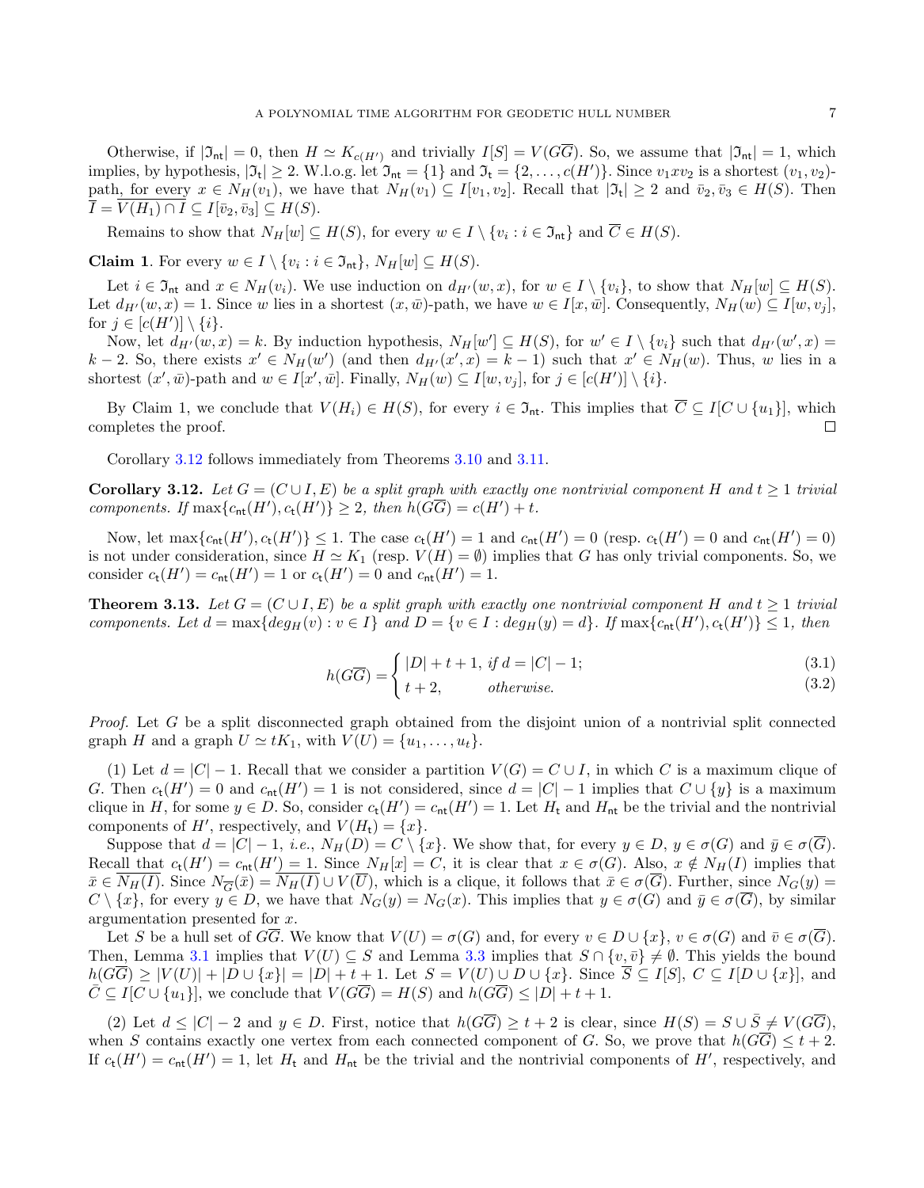Otherwise, if $|\mathfrak{I}_{\mathsf{nt}}| = 0$, then $H \simeq K_{c(H')}$ and trivially $I[S] = V(G\overline{G})$. So, we assume that $|\mathfrak{I}_{\mathsf{nt}}| = 1$, which implies, by hypothesis, $|\mathfrak{I}_{\mathsf{t}}| \geq 2$. W.l.o.g. let $\mathfrak{I}_{\mathsf{nt}} = \{1\}$ and $\mathfrak{I}_{\mathsf{t}} = \{2, \ldots, c(H')\}$. Since $v_1 x v_2$ is a shortest $(v_1, v_2)$-path, for every $x \in N_H(v_1)$, we have that $N_H(v_1) \subseteq I[v_1, v_2]$. Recall that $|\mathfrak{I}_{\mathsf{t}}| \geq 2$ and $\bar{v}_2, \bar{v}_3 \in H(S)$. Then $\overline{I} = \overline{V(H_1) \cap I} \subseteq I[\bar{v}_2, \bar{v}_3] \subseteq H(S)$.

Remains to show that $N_H[w] \subseteq H(S)$, for every $w \in I \setminus \{v_i : i \in \mathfrak{I}_{\mathsf{nt}}\}$ and $\overline{C} \in H(S)$.

**Claim 1**. For every $w \in I \setminus \{v_i : i \in \mathfrak{I}_{\mathsf{nt}}\}$, $N_H[w] \subseteq H(S)$.

Let $i \in \mathfrak{I}_{\mathsf{nt}}$ and $x \in N_H(v_i)$. We use induction on $d_{H'}(w, x)$, for $w \in I \setminus \{v_i\}$, to show that $N_H[w] \subseteq H(S)$. Let $d_{H'}(w, x) = 1$. Since $w$ lies in a shortest $(x, \bar{w})$-path, we have $w \in I[x, \bar{w}]$. Consequently, $N_H(w) \subseteq I[w, v_j]$, for $j \in [c(H')] \setminus \{i\}$.

Now, let $d_{H'}(w, x) = k$. By induction hypothesis, $N_H[w'] \subseteq H(S)$, for $w' \in I \setminus \{v_i\}$ such that $d_{H'}(w', x) = k - 2$. So, there exists $x' \in N_H(w')$ (and then $d_{H'}(x', x) = k - 1$) such that $x' \in N_H(w)$. Thus, $w$ lies in a shortest $(x', \bar{w})$-path and $w \in I[x', \bar{w}]$. Finally, $N_H(w) \subseteq I[w, v_j]$, for $j \in [c(H')] \setminus \{i\}$.

By Claim 1, we conclude that $V(H_i) \in H(S)$, for every $i \in \mathfrak{I}_{\mathsf{nt}}$. This implies that $\overline{C} \subseteq I[C \cup \{u_1\}]$, which completes the proof. □

Corollary 3.12 follows immediately from Theorems 3.10 and 3.11.

**Corollary 3.12.** *Let $G = (C \cup I, E)$ be a split graph with exactly one nontrivial component $H$ and $t \geq 1$ trivial components. If $\max\{c_{\mathsf{nt}}(H'), c_{\mathsf{t}}(H')\} \geq 2$, then $h(G\overline{G}) = c(H') + t$.*

Now, let $\max\{c_{\mathsf{nt}}(H'), c_{\mathsf{t}}(H')\} \leq 1$. The case $c_{\mathsf{t}}(H') = 1$ and $c_{\mathsf{nt}}(H') = 0$ (resp. $c_{\mathsf{t}}(H') = 0$ and $c_{\mathsf{nt}}(H') = 0$) is not under consideration, since $H \simeq K_1$ (resp. $V(H) = \emptyset$) implies that $G$ has only trivial components. So, we consider $c_{\mathsf{t}}(H') = c_{\mathsf{nt}}(H') = 1$ or $c_{\mathsf{t}}(H') = 0$ and $c_{\mathsf{nt}}(H') = 1$.

**Theorem 3.13.** *Let $G = (C \cup I, E)$ be a split graph with exactly one nontrivial component $H$ and $t \geq 1$ trivial components. Let $d = \max\{deg_H(v) : v \in I\}$ and $D = \{v \in I : deg_H(y) = d\}$. If $\max\{c_{\mathsf{nt}}(H'), c_{\mathsf{t}}(H')\} \leq 1$, then*

$$h(G\overline{G}) = \begin{cases} |D| + t + 1, \text{ if } d = |C| - 1; & (3.1)\\ t + 2, \quad\quad \text{otherwise.} & (3.2) \end{cases}$$

*Proof.* Let $G$ be a split disconnected graph obtained from the disjoint union of a nontrivial split connected graph $H$ and a graph $U \simeq tK_1$, with $V(U) = \{u_1, \ldots, u_t\}$.

(1) Let $d = |C| - 1$. Recall that we consider a partition $V(G) = C \cup I$, in which $C$ is a maximum clique of $G$. Then $c_{\mathsf{t}}(H') = 0$ and $c_{\mathsf{nt}}(H') = 1$ is not considered, since $d = |C| - 1$ implies that $C \cup \{y\}$ is a maximum clique in $H$, for some $y \in D$. So, consider $c_{\mathsf{t}}(H') = c_{\mathsf{nt}}(H') = 1$. Let $H_{\mathsf{t}}$ and $H_{\mathsf{nt}}$ be the trivial and the nontrivial components of $H'$, respectively, and $V(H_{\mathsf{t}}) = \{x\}$.

Suppose that $d = |C| - 1$, *i.e.*, $N_H(D) = C \setminus \{x\}$. We show that, for every $y \in D$, $y \in \sigma(G)$ and $\bar{y} \in \sigma(\overline{G})$. Recall that $c_{\mathsf{t}}(H') = c_{\mathsf{nt}}(H') = 1$. Since $N_H[x] = C$, it is clear that $x \in \sigma(G)$. Also, $x \notin N_H(I)$ implies that $\bar{x} \in \overline{N_H(I)}$. Since $N_{\overline{G}}(\bar{x}) = \overline{N_H(I)} \cup V(\overline{U})$, which is a clique, it follows that $\bar{x} \in \sigma(\overline{G})$. Further, since $N_G(y) = C \setminus \{x\}$, for every $y \in D$, we have that $N_G(y) = N_G(x)$. This implies that $y \in \sigma(G)$ and $\bar{y} \in \sigma(\overline{G})$, by similar argumentation presented for $x$.

Let $S$ be a hull set of $G\overline{G}$. We know that $V(U) = \sigma(G)$ and, for every $v \in D \cup \{x\}$, $v \in \sigma(G)$ and $\bar{v} \in \sigma(\overline{G})$. Then, Lemma 3.1 implies that $V(U) \subseteq S$ and Lemma 3.3 implies that $S \cap \{v, \bar{v}\} \neq \emptyset$. This yields the bound $h(G\overline{G}) \geq |V(U)| + |D \cup \{x\}| = |D| + t + 1$. Let $S = V(U) \cup D \cup \{x\}$. Since $\overline{S} \subseteq I[S]$, $C \subseteq I[D \cup \{x\}]$, and $\bar{C} \subseteq I[C \cup \{u_1\}]$, we conclude that $V(G\overline{G}) = H(S)$ and $h(G\overline{G}) \leq |D| + t + 1$.

(2) Let $d \leq |C| - 2$ and $y \in D$. First, notice that $h(G\overline{G}) \geq t + 2$ is clear, since $H(S) = S \cup \bar{S} \neq V(G\overline{G})$, when $S$ contains exactly one vertex from each connected component of $G$. So, we prove that $h(G\overline{G}) \leq t + 2$. If $c_{\mathsf{t}}(H') = c_{\mathsf{nt}}(H') = 1$, let $H_{\mathsf{t}}$ and $H_{\mathsf{nt}}$ be the trivial and the nontrivial components of $H'$, respectively, and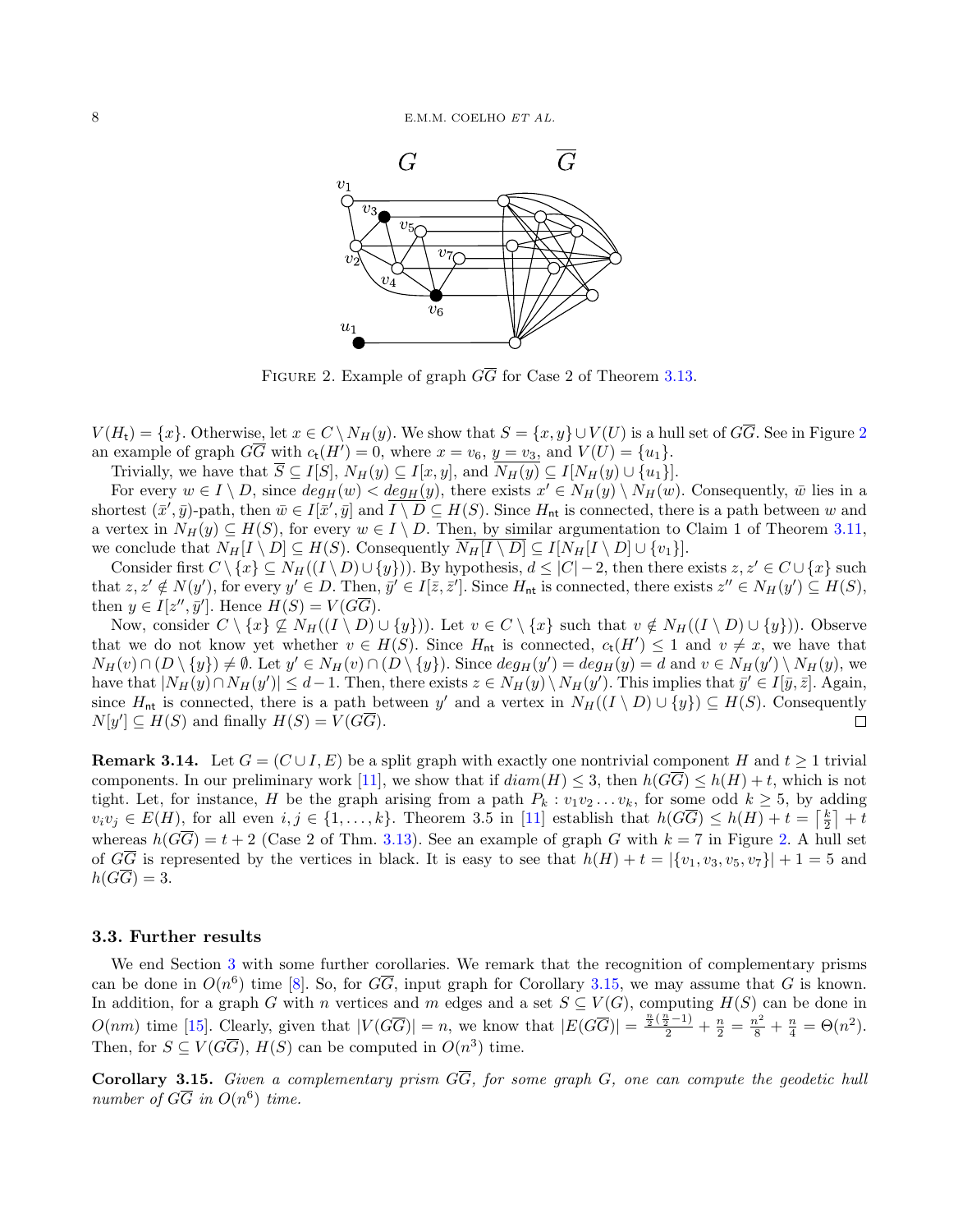FIGURE 2. Example of graph $G\overline{G}$ for Case 2 of Theorem 3.13.

$V(H_{\mathsf{t}}) = \{x\}$. Otherwise, let $x \in C \setminus N_H(y)$. We show that $S = \{x, y\} \cup V(U)$ is a hull set of $G\overline{G}$. See in Figure 2 an example of graph $G\overline{G}$ with $c_{\mathsf{t}}(H') = 0$, where $x = v_6$, $y = v_3$, and $V(U) = \{u_1\}$.

Trivially, we have that $\overline{S} \subseteq I[S]$, $N_H(y) \subseteq I[x, y]$, and $\overline{N_H(y)} \subseteq I[N_H(y) \cup \{u_1\}]$.

For every $w \in I \setminus D$, since $deg_H(w) < deg_H(y)$, there exists $x' \in N_H(y) \setminus N_H(w)$. Consequently, $\bar{w}$ lies in a shortest $(\bar{x}', \bar{y})$-path, then $\bar{w} \in I[\bar{x}', \bar{y}]$ and $\overline{I \setminus D} \subseteq H(S)$. Since $H_{\mathsf{nt}}$ is connected, there is a path between $w$ and a vertex in $N_H(y) \subseteq H(S)$, for every $w \in I \setminus D$. Then, by similar argumentation to Claim 1 of Theorem 3.11, we conclude that $N_H[I \setminus D] \subseteq H(S)$. Consequently $\overline{N_H[I \setminus D]} \subseteq I[N_H[I \setminus D] \cup \{v_1\}]$.

Consider first $C \setminus \{x\} \subseteq N_H((I \setminus D) \cup \{y\})$. By hypothesis, $d \leq |C| - 2$, then there exists $z, z' \in C \cup \{x\}$ such that $z, z' \notin N(y')$, for every $y' \in D$. Then, $\bar{y}' \in I[\bar{z}, \bar{z}']$. Since $H_{\mathsf{nt}}$ is connected, there exists $z'' \in N_H(y') \subseteq H(S)$, then $y \in I[z'', \bar{y}']$. Hence $H(S) = V(G\overline{G})$.

Now, consider $C \setminus \{x\} \not\subseteq N_H((I \setminus D) \cup \{y\})$. Let $v \in C \setminus \{x\}$ such that $v \notin N_H((I \setminus D) \cup \{y\})$. Observe that we do not know yet whether $v \in H(S)$. Since $H_{\mathsf{nt}}$ is connected, $c_{\mathsf{t}}(H') \leq 1$ and $v \neq x$, we have that $N_H(v) \cap (D \setminus \{y\}) \neq \emptyset$. Let $y' \in N_H(v) \cap (D \setminus \{y\})$. Since $deg_H(y') = deg_H(y) = d$ and $v \in N_H(y') \setminus N_H(y)$, we have that $|N_H(y) \cap N_H(y')| \leq d - 1$. Then, there exists $z \in N_H(y) \setminus N_H(y')$. This implies that $\bar{y}' \in I[\bar{y}, \bar{z}]$. Again, since $H_{\mathsf{nt}}$ is connected, there is a path between $y'$ and a vertex in $N_H((I \setminus D) \cup \{y\}) \subseteq H(S)$. Consequently $N[y'] \subseteq H(S)$ and finally $H(S) = V(G\overline{G})$. $\square$

**Remark 3.14.** Let $G = (C \cup I, E)$ be a split graph with exactly one nontrivial component $H$ and $t \geq 1$ trivial components. In our preliminary work [11], we show that if $diam(H) \leq 3$, then $h(G\overline{G}) \leq h(H) + t$, which is not tight. Let, for instance, $H$ be the graph arising from a path $P_k : v_1 v_2 \ldots v_k$, for some odd $k \geq 5$, by adding $v_i v_j \in E(H)$, for all even $i, j \in \{1, \ldots, k\}$. Theorem 3.5 in [11] establish that $h(G\overline{G}) \leq h(H) + t = \left\lceil \frac{k}{2} \right\rceil + t$ whereas $h(G\overline{G}) = t + 2$ (Case 2 of Thm. 3.13). See an example of graph $G$ with $k = 7$ in Figure 2. A hull set of $G\overline{G}$ is represented by the vertices in black. It is easy to see that $h(H) + t = |\{v_1, v_3, v_5, v_7\}| + 1 = 5$ and $h(G\overline{G}) = 3$.

### 3.3. Further results

We end Section 3 with some further corollaries. We remark that the recognition of complementary prisms can be done in $O(n^6)$ time [8]. So, for $G\overline{G}$, input graph for Corollary 3.15, we may assume that $G$ is known. In addition, for a graph $G$ with $n$ vertices and $m$ edges and a set $S \subseteq V(G)$, computing $H(S)$ can be done in $O(nm)$ time [15]. Clearly, given that $|V(G\overline{G})| = n$, we know that $|E(G\overline{G})| = \frac{\frac{n}{2}(\frac{n}{2}-1)}{2} + \frac{n}{2} = \frac{n^2}{8} + \frac{n}{4} = \Theta(n^2)$. Then, for $S \subseteq V(G\overline{G})$, $H(S)$ can be computed in $O(n^3)$ time.

**Corollary 3.15.** *Given a complementary prism $G\overline{G}$, for some graph $G$, one can compute the geodetic hull number of $G\overline{G}$ in $O(n^6)$ time.*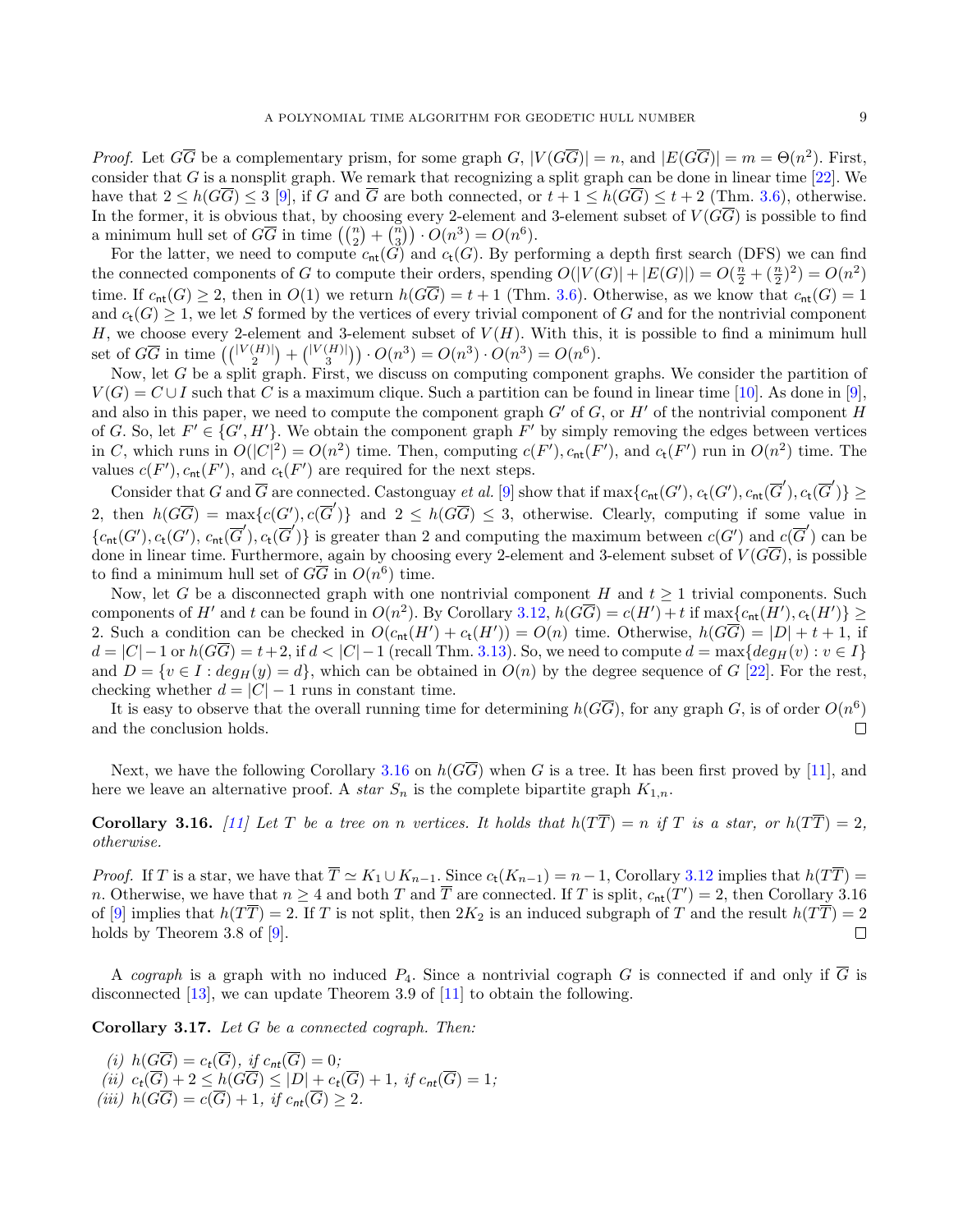*Proof.* Let $G\overline{G}$ be a complementary prism, for some graph $G$, $|V(G\overline{G})| = n$, and $|E(G\overline{G})| = m = \Theta(n^2)$. First, consider that $G$ is a nonsplit graph. We remark that recognizing a split graph can be done in linear time [22]. We have that $2 \leq h(G\overline{G}) \leq 3$ [9], if $G$ and $\overline{G}$ are both connected, or $t+1 \leq h(G\overline{G}) \leq t+2$ (Thm. 3.6), otherwise. In the former, it is obvious that, by choosing every 2-element and 3-element subset of $V(G\overline{G})$ is possible to find a minimum hull set of $G\overline{G}$ in time $\left(\binom{n}{2} + \binom{n}{3}\right) \cdot O(n^3) = O(n^6)$.

For the latter, we need to compute $c_{\mathsf{nt}}(G)$ and $c_{\mathsf{t}}(G)$. By performing a depth first search (DFS) we can find the connected components of $G$ to compute their orders, spending $O(|V(G)| + |E(G)|) = O(\frac{n}{2} + (\frac{n}{2})^2) = O(n^2)$ time. If $c_{\mathsf{nt}}(G) \geq 2$, then in $O(1)$ we return $h(G\overline{G}) = t+1$ (Thm. 3.6). Otherwise, as we know that $c_{\mathsf{nt}}(G) = 1$ and $c_{\mathsf{t}}(G) \geq 1$, we let $S$ formed by the vertices of every trivial component of $G$ and for the nontrivial component $H$, we choose every 2-element and 3-element subset of $V(H)$. With this, it is possible to find a minimum hull set of $G\overline{G}$ in time $\left(\binom{|V(H)|}{2} + \binom{|V(H)|}{3}\right) \cdot O(n^3) = O(n^3) \cdot O(n^3) = O(n^6)$.

Now, let $G$ be a split graph. First, we discuss on computing component graphs. We consider the partition of $V(G) = C \cup I$ such that $C$ is a maximum clique. Such a partition can be found in linear time [10]. As done in [9], and also in this paper, we need to compute the component graph $G'$ of $G$, or $H'$ of the nontrivial component $H$ of $G$. So, let $F' \in \{G', H'\}$. We obtain the component graph $F'$ by simply removing the edges between vertices in $C$, which runs in $O(|C|^2) = O(n^2)$ time. Then, computing $c(F'), c_{\mathsf{nt}}(F')$, and $c_{\mathsf{t}}(F')$ run in $O(n^2)$ time. The values $c(F'), c_{\mathsf{nt}}(F')$, and $c_{\mathsf{t}}(F')$ are required for the next steps.

Consider that $G$ and $\overline{G}$ are connected. Castonguay *et al.* [9] show that if $\max\{c_{\mathsf{nt}}(G'), c_{\mathsf{t}}(G'), c_{\mathsf{nt}}(\overline{G}'), c_{\mathsf{t}}(\overline{G}')\} \geq 2$, then $h(G\overline{G}) = \max\{c(G'), c(\overline{G}')\}$ and $2 \leq h(G\overline{G}) \leq 3$, otherwise. Clearly, computing if some value in $\{c_{\mathsf{nt}}(G'), c_{\mathsf{t}}(G'), c_{\mathsf{nt}}(\overline{G}'), c_{\mathsf{t}}(\overline{G}')\}$ is greater than 2 and computing the maximum between $c(G')$ and $c(\overline{G}')$ can be done in linear time. Furthermore, again by choosing every 2-element and 3-element subset of $V(G\overline{G})$, is possible to find a minimum hull set of $G\overline{G}$ in $O(n^6)$ time.

Now, let $G$ be a disconnected graph with one nontrivial component $H$ and $t \geq 1$ trivial components. Such components of $H'$ and $t$ can be found in $O(n^2)$. By Corollary 3.12, $h(G\overline{G}) = c(H') + t$ if $\max\{c_{\mathsf{nt}}(H'), c_{\mathsf{t}}(H')\} \geq 2$. Such a condition can be checked in $O(c_{\mathsf{nt}}(H') + c_{\mathsf{t}}(H')) = O(n)$ time. Otherwise, $h(G\overline{G}) = |D| + t + 1$, if $d = |C| - 1$ or $h(G\overline{G}) = t+2$, if $d < |C| - 1$ (recall Thm. 3.13). So, we need to compute $d = \max\{deg_H(v) : v \in I\}$ and $D = \{v \in I : deg_H(y) = d\}$, which can be obtained in $O(n)$ by the degree sequence of $G$ [22]. For the rest, checking whether $d = |C| - 1$ runs in constant time.

It is easy to observe that the overall running time for determining $h(G\overline{G})$, for any graph $G$, is of order $O(n^6)$ and the conclusion holds. ∎

Next, we have the following Corollary 3.16 on $h(G\overline{G})$ when $G$ is a tree. It has been first proved by [11], and here we leave an alternative proof. A *star* $S_n$ is the complete bipartite graph $K_{1,n}$.

**Corollary 3.16.** *[11] Let $T$ be a tree on $n$ vertices. It holds that $h(T\overline{T}) = n$ if $T$ is a star, or $h(T\overline{T}) = 2$, otherwise.*

*Proof.* If $T$ is a star, we have that $\overline{T} \simeq K_1 \cup K_{n-1}$. Since $c_{\mathsf{t}}(K_{n-1}) = n-1$, Corollary 3.12 implies that $h(T\overline{T}) = n$. Otherwise, we have that $n \geq 4$ and both $T$ and $\overline{T}$ are connected. If $T$ is split, $c_{\mathsf{nt}}(T') = 2$, then Corollary 3.16 of [9] implies that $h(T\overline{T}) = 2$. If $T$ is not split, then $2K_2$ is an induced subgraph of $T$ and the result $h(T\overline{T}) = 2$ holds by Theorem 3.8 of [9]. ∎

A *cograph* is a graph with no induced $P_4$. Since a nontrivial cograph $G$ is connected if and only if $\overline{G}$ is disconnected [13], we can update Theorem 3.9 of [11] to obtain the following.

**Corollary 3.17.** *Let $G$ be a connected cograph. Then:*

*(i)* $h(G\overline{G}) = c_t(\overline{G})$, *if* $c_{nt}(\overline{G}) = 0$;
*(ii)* $c_t(\overline{G}) + 2 \leq h(G\overline{G}) \leq |D| + c_t(\overline{G}) + 1$, *if* $c_{nt}(\overline{G}) = 1$;
*(iii)* $h(G\overline{G}) = c(\overline{G}) + 1$, *if* $c_{nt}(\overline{G}) \geq 2$.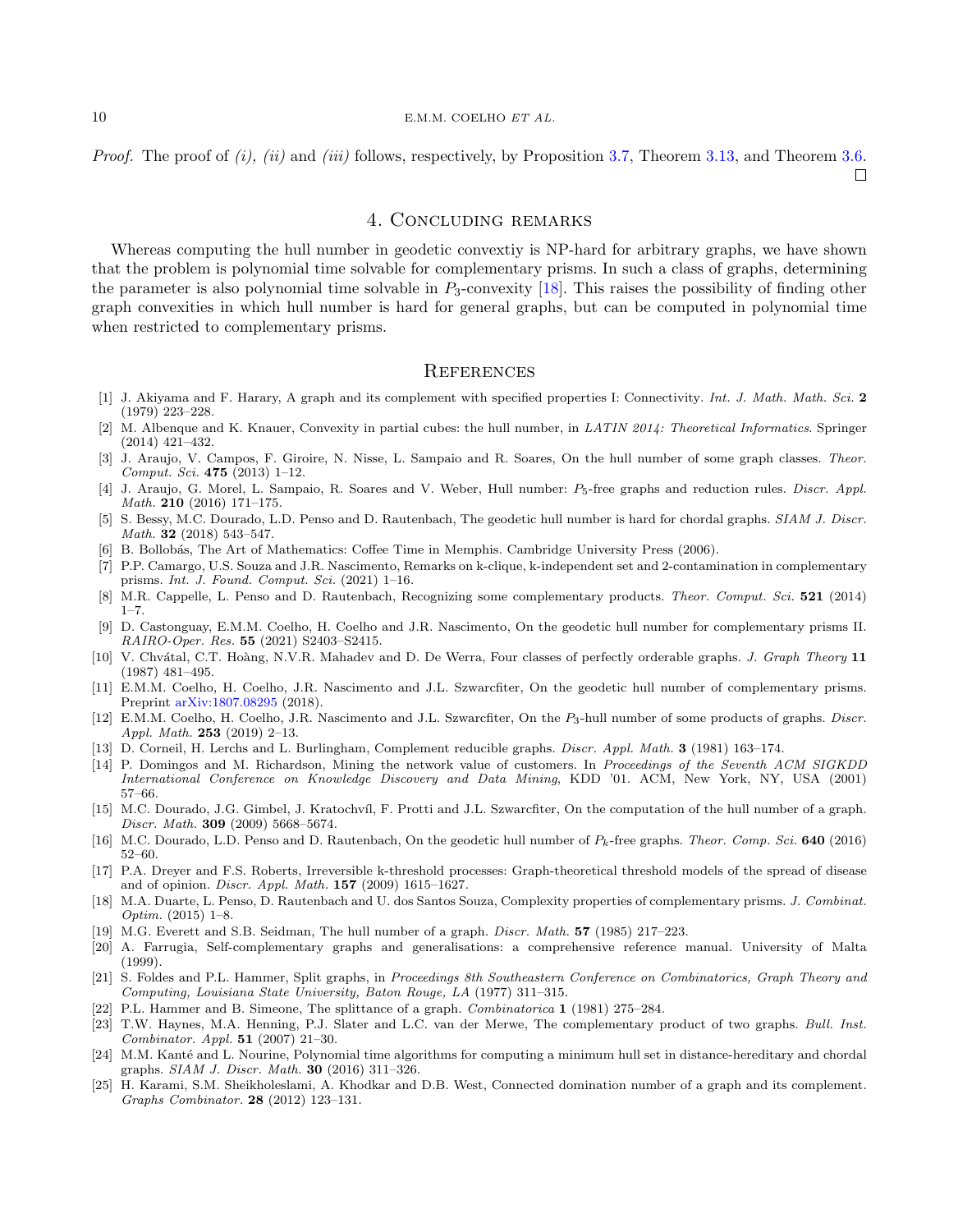*Proof.* The proof of *(i)*, *(ii)* and *(iii)* follows, respectively, by Proposition 3.7, Theorem 3.13, and Theorem 3.6. □

## 4. Concluding remarks

Whereas computing the hull number in geodetic convextiy is NP-hard for arbitrary graphs, we have shown that the problem is polynomial time solvable for complementary prisms. In such a class of graphs, determining the parameter is also polynomial time solvable in $P_3$-convexity [18]. This raises the possibility of finding other graph convexities in which hull number is hard for general graphs, but can be computed in polynomial time when restricted to complementary prisms.

## References

[1] J. Akiyama and F. Harary, A graph and its complement with specified properties I: Connectivity. *Int. J. Math. Math. Sci.* **2** (1979) 223–228.

[2] M. Albenque and K. Knauer, Convexity in partial cubes: the hull number, in *LATIN 2014: Theoretical Informatics*. Springer (2014) 421–432.

[3] J. Araujo, V. Campos, F. Giroire, N. Nisse, L. Sampaio and R. Soares, On the hull number of some graph classes. *Theor. Comput. Sci.* **475** (2013) 1–12.

[4] J. Araujo, G. Morel, L. Sampaio, R. Soares and V. Weber, Hull number: $P_5$-free graphs and reduction rules. *Discr. Appl. Math.* **210** (2016) 171–175.

[5] S. Bessy, M.C. Dourado, L.D. Penso and D. Rautenbach, The geodetic hull number is hard for chordal graphs. *SIAM J. Discr. Math.* **32** (2018) 543–547.

[6] B. Bollobás, The Art of Mathematics: Coffee Time in Memphis. Cambridge University Press (2006).

[7] P.P. Camargo, U.S. Souza and J.R. Nascimento, Remarks on k-clique, k-independent set and 2-contamination in complementary prisms. *Int. J. Found. Comput. Sci.* (2021) 1–16.

[8] M.R. Cappelle, L. Penso and D. Rautenbach, Recognizing some complementary products. *Theor. Comput. Sci.* **521** (2014) 1–7.

[9] D. Castonguay, E.M.M. Coelho, H. Coelho and J.R. Nascimento, On the geodetic hull number for complementary prisms II. *RAIRO-Oper. Res.* **55** (2021) S2403–S2415.

[10] V. Chvátal, C.T. Hoàng, N.V.R. Mahadev and D. De Werra, Four classes of perfectly orderable graphs. *J. Graph Theory* **11** (1987) 481–495.

[11] E.M.M. Coelho, H. Coelho, J.R. Nascimento and J.L. Szwarcfiter, On the geodetic hull number of complementary prisms. Preprint arXiv:1807.08295 (2018).

[12] E.M.M. Coelho, H. Coelho, J.R. Nascimento and J.L. Szwarcfiter, On the $P_3$-hull number of some products of graphs. *Discr. Appl. Math.* **253** (2019) 2–13.

[13] D. Corneil, H. Lerchs and L. Burlingham, Complement reducible graphs. *Discr. Appl. Math.* **3** (1981) 163–174.

[14] P. Domingos and M. Richardson, Mining the network value of customers. In *Proceedings of the Seventh ACM SIGKDD International Conference on Knowledge Discovery and Data Mining*, KDD '01. ACM, New York, NY, USA (2001) 57–66.

[15] M.C. Dourado, J.G. Gimbel, J. Kratochvíl, F. Protti and J.L. Szwarcfiter, On the computation of the hull number of a graph. *Discr. Math.* **309** (2009) 5668–5674.

[16] M.C. Dourado, L.D. Penso and D. Rautenbach, On the geodetic hull number of $P_k$-free graphs. *Theor. Comp. Sci.* **640** (2016) 52–60.

[17] P.A. Dreyer and F.S. Roberts, Irreversible k-threshold processes: Graph-theoretical threshold models of the spread of disease and of opinion. *Discr. Appl. Math.* **157** (2009) 1615–1627.

[18] M.A. Duarte, L. Penso, D. Rautenbach and U. dos Santos Souza, Complexity properties of complementary prisms. *J. Combinat. Optim.* (2015) 1–8.

[19] M.G. Everett and S.B. Seidman, The hull number of a graph. *Discr. Math.* **57** (1985) 217–223.

[20] A. Farrugia, Self-complementary graphs and generalisations: a comprehensive reference manual. University of Malta (1999).

[21] S. Foldes and P.L. Hammer, Split graphs, in *Proceedings 8th Southeastern Conference on Combinatorics, Graph Theory and Computing, Louisiana State University, Baton Rouge, LA* (1977) 311–315.

[22] P.L. Hammer and B. Simeone, The splittance of a graph. *Combinatorica* **1** (1981) 275–284.

[23] T.W. Haynes, M.A. Henning, P.J. Slater and L.C. van der Merwe, The complementary product of two graphs. *Bull. Inst. Combinator. Appl.* **51** (2007) 21–30.

[24] M.M. Kanté and L. Nourine, Polynomial time algorithms for computing a minimum hull set in distance-hereditary and chordal graphs. *SIAM J. Discr. Math.* **30** (2016) 311–326.

[25] H. Karami, S.M. Sheikholeslami, A. Khodkar and D.B. West, Connected domination number of a graph and its complement. *Graphs Combinator.* **28** (2012) 123–131.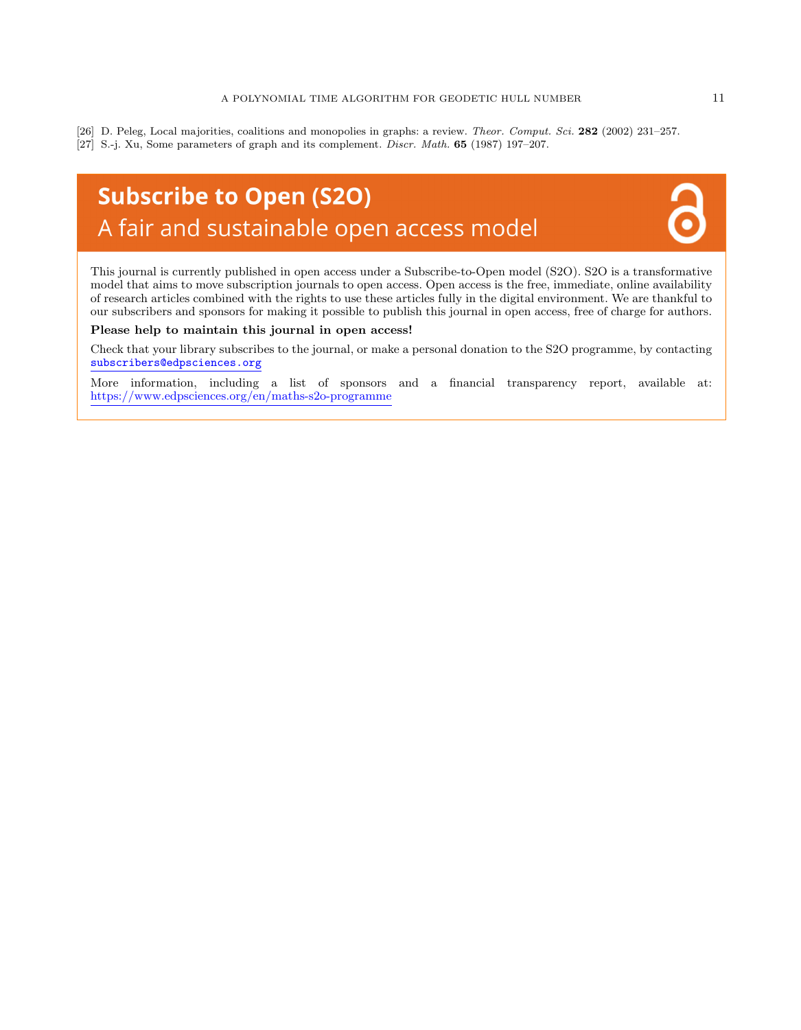[26] D. Peleg, Local majorities, coalitions and monopolies in graphs: a review. *Theor. Comput. Sci.* **282** (2002) 231–257.

[27] S.-j. Xu, Some parameters of graph and its complement. *Discr. Math.* **65** (1987) 197–207.

## Subscribe to Open (S2O)

A fair and sustainable open access model

This journal is currently published in open access under a Subscribe-to-Open model (S2O). S2O is a transformative model that aims to move subscription journals to open access. Open access is the free, immediate, online availability of research articles combined with the rights to use these articles fully in the digital environment. We are thankful to our subscribers and sponsors for making it possible to publish this journal in open access, free of charge for authors.

**Please help to maintain this journal in open access!**

Check that your library subscribes to the journal, or make a personal donation to the S2O programme, by contacting subscribers@edpsciences.org

More information, including a list of sponsors and a financial transparency report, available at: https://www.edpsciences.org/en/maths-s2o-programme